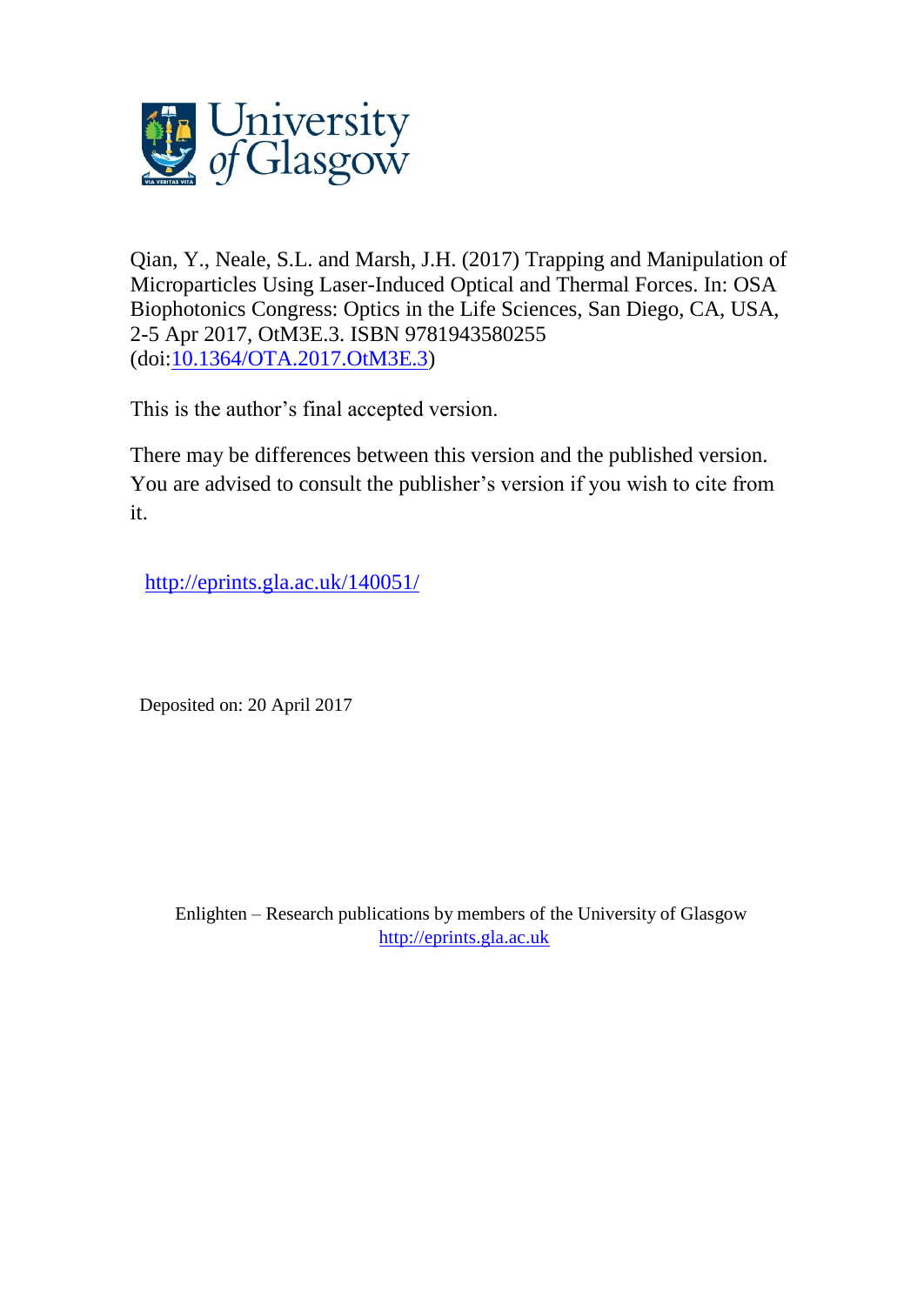Qian, Y., Neale, S.L. and Marsh, J.H. (2017) Trapping and Manipulation of Microparticles Using Laser-Induced Optical and Thermal Forces. In: OSA Biophotonics Congress: Optics in the Life Sciences, San Diego, CA, USA, 2-5 Apr 2017, OtM3E.3. ISBN 9781943580255 (doi:[10.1364/OTA.2017.OtM3E.3](https://doi.org/10.1364/OTA.2017.OtM3E.3))

This is the author's final accepted version.

There may be differences between this version and the published version. You are advised to consult the publisher's version if you wish to cite from it.

http://eprints.gla.ac.uk/140051/

Deposited on: 20 April 2017

Enlighten – Research publications by members of the University of Glasgow
http://eprints.gla.ac.uk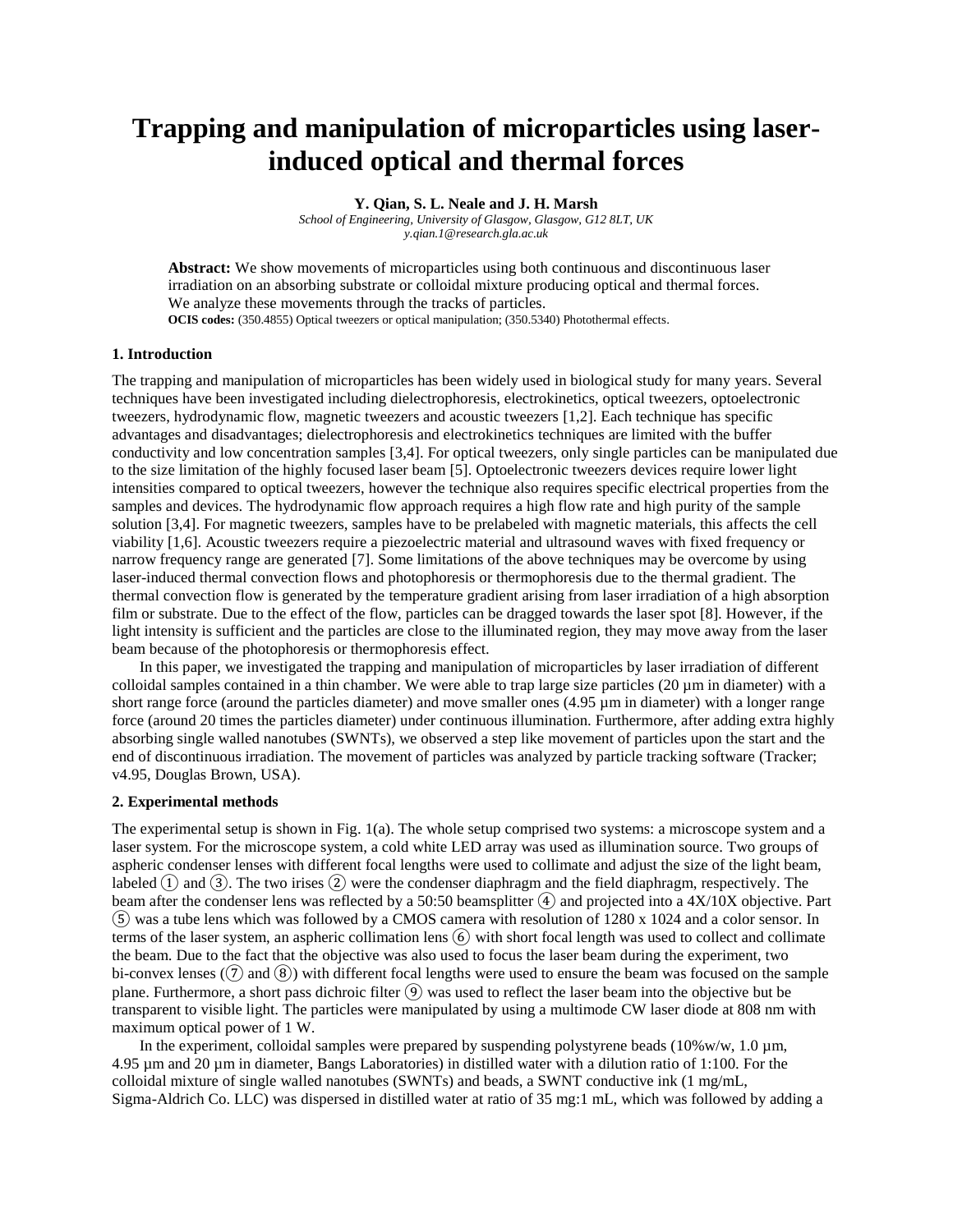# Trapping and manipulation of microparticles using laser-induced optical and thermal forces

**Y. Qian, S. L. Neale and J. H. Marsh**

*School of Engineering, University of Glasgow, Glasgow, G12 8LT, UK*
*y.qian.1@research.gla.ac.uk*

**Abstract:** We show movements of microparticles using both continuous and discontinuous laser irradiation on an absorbing substrate or colloidal mixture producing optical and thermal forces. We analyze these movements through the tracks of particles.
**OCIS codes:** (350.4855) Optical tweezers or optical manipulation; (350.5340) Photothermal effects.

## 1. Introduction

The trapping and manipulation of microparticles has been widely used in biological study for many years. Several techniques have been investigated including dielectrophoresis, electrokinetics, optical tweezers, optoelectronic tweezers, hydrodynamic flow, magnetic tweezers and acoustic tweezers [1,2]. Each technique has specific advantages and disadvantages; dielectrophoresis and electrokinetics techniques are limited with the buffer conductivity and low concentration samples [3,4]. For optical tweezers, only single particles can be manipulated due to the size limitation of the highly focused laser beam [5]. Optoelectronic tweezers devices require lower light intensities compared to optical tweezers, however the technique also requires specific electrical properties from the samples and devices. The hydrodynamic flow approach requires a high flow rate and high purity of the sample solution [3,4]. For magnetic tweezers, samples have to be prelabeled with magnetic materials, this affects the cell viability [1,6]. Acoustic tweezers require a piezoelectric material and ultrasound waves with fixed frequency or narrow frequency range are generated [7]. Some limitations of the above techniques may be overcome by using laser-induced thermal convection flows and photophoresis or thermophoresis due to the thermal gradient. The thermal convection flow is generated by the temperature gradient arising from laser irradiation of a high absorption film or substrate. Due to the effect of the flow, particles can be dragged towards the laser spot [8]. However, if the light intensity is sufficient and the particles are close to the illuminated region, they may move away from the laser beam because of the photophoresis or thermophoresis effect.

In this paper, we investigated the trapping and manipulation of microparticles by laser irradiation of different colloidal samples contained in a thin chamber. We were able to trap large size particles (20 µm in diameter) with a short range force (around the particles diameter) and move smaller ones (4.95 µm in diameter) with a longer range force (around 20 times the particles diameter) under continuous illumination. Furthermore, after adding extra highly absorbing single walled nanotubes (SWNTs), we observed a step like movement of particles upon the start and the end of discontinuous irradiation. The movement of particles was analyzed by particle tracking software (Tracker; v4.95, Douglas Brown, USA).

## 2. Experimental methods

The experimental setup is shown in Fig. 1(a). The whole setup comprised two systems: a microscope system and a laser system. For the microscope system, a cold white LED array was used as illumination source. Two groups of aspheric condenser lenses with different focal lengths were used to collimate and adjust the size of the light beam, labeled ① and ③. The two irises ② were the condenser diaphragm and the field diaphragm, respectively. The beam after the condenser lens was reflected by a 50:50 beamsplitter ④ and projected into a 4X/10X objective. Part ⑤ was a tube lens which was followed by a CMOS camera with resolution of 1280 x 1024 and a color sensor. In terms of the laser system, an aspheric collimation lens ⑥ with short focal length was used to collect and collimate the beam. Due to the fact that the objective was also used to focus the laser beam during the experiment, two bi-convex lenses (⑦ and ⑧) with different focal lengths were used to ensure the beam was focused on the sample plane. Furthermore, a short pass dichroic filter ⑨ was used to reflect the laser beam into the objective but be transparent to visible light. The particles were manipulated by using a multimode CW laser diode at 808 nm with maximum optical power of 1 W.

In the experiment, colloidal samples were prepared by suspending polystyrene beads (10%w/w, 1.0 µm, 4.95 µm and 20 µm in diameter, Bangs Laboratories) in distilled water with a dilution ratio of 1:100. For the colloidal mixture of single walled nanotubes (SWNTs) and beads, a SWNT conductive ink (1 mg/mL, Sigma-Aldrich Co. LLC) was dispersed in distilled water at ratio of 35 mg:1 mL, which was followed by adding a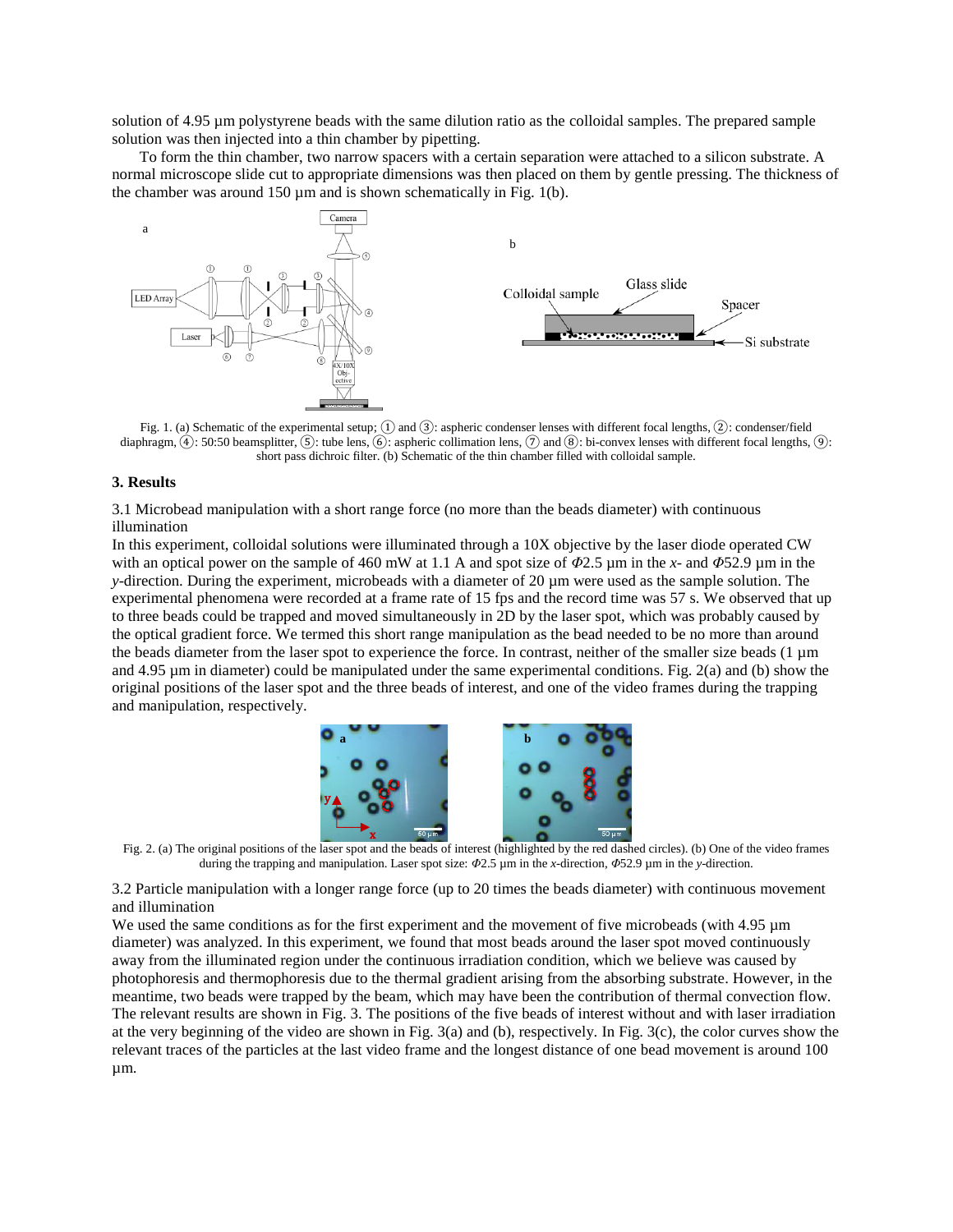solution of 4.95 µm polystyrene beads with the same dilution ratio as the colloidal samples. The prepared sample solution was then injected into a thin chamber by pipetting.

To form the thin chamber, two narrow spacers with a certain separation were attached to a silicon substrate. A normal microscope slide cut to appropriate dimensions was then placed on them by gentle pressing. The thickness of the chamber was around 150 µm and is shown schematically in Fig. 1(b).

Fig. 1. (a) Schematic of the experimental setup; ① and ③: aspheric condenser lenses with different focal lengths, ②: condenser/field diaphragm, ④: 50:50 beamsplitter, ⑤: tube lens, ⑥: aspheric collimation lens, ⑦ and ⑧: bi-convex lenses with different focal lengths, ⑨: short pass dichroic filter. (b) Schematic of the thin chamber filled with colloidal sample.

## 3. Results

3.1 Microbead manipulation with a short range force (no more than the beads diameter) with continuous illumination

In this experiment, colloidal solutions were illuminated through a 10X objective by the laser diode operated CW with an optical power on the sample of 460 mW at 1.1 A and spot size of $\Phi$2.5 µm in the *x*- and $\Phi$52.9 µm in the *y*-direction. During the experiment, microbeads with a diameter of 20 µm were used as the sample solution. The experimental phenomena were recorded at a frame rate of 15 fps and the record time was 57 s. We observed that up to three beads could be trapped and moved simultaneously in 2D by the laser spot, which was probably caused by the optical gradient force. We termed this short range manipulation as the bead needed to be no more than around the beads diameter from the laser spot to experience the force. In contrast, neither of the smaller size beads (1 µm and 4.95 µm in diameter) could be manipulated under the same experimental conditions. Fig. 2(a) and (b) show the original positions of the laser spot and the three beads of interest, and one of the video frames during the trapping and manipulation, respectively.

Fig. 2. (a) The original positions of the laser spot and the beads of interest (highlighted by the red dashed circles). (b) One of the video frames during the trapping and manipulation. Laser spot size: $\Phi$2.5 µm in the *x*-direction, $\Phi$52.9 µm in the *y*-direction.

3.2 Particle manipulation with a longer range force (up to 20 times the beads diameter) with continuous movement and illumination

We used the same conditions as for the first experiment and the movement of five microbeads (with 4.95 µm diameter) was analyzed. In this experiment, we found that most beads around the laser spot moved continuously away from the illuminated region under the continuous irradiation condition, which we believe was caused by photophoresis and thermophoresis due to the thermal gradient arising from the absorbing substrate. However, in the meantime, two beads were trapped by the beam, which may have been the contribution of thermal convection flow. The relevant results are shown in Fig. 3. The positions of the five beads of interest without and with laser irradiation at the very beginning of the video are shown in Fig. 3(a) and (b), respectively. In Fig. 3(c), the color curves show the relevant traces of the particles at the last video frame and the longest distance of one bead movement is around 100 µm.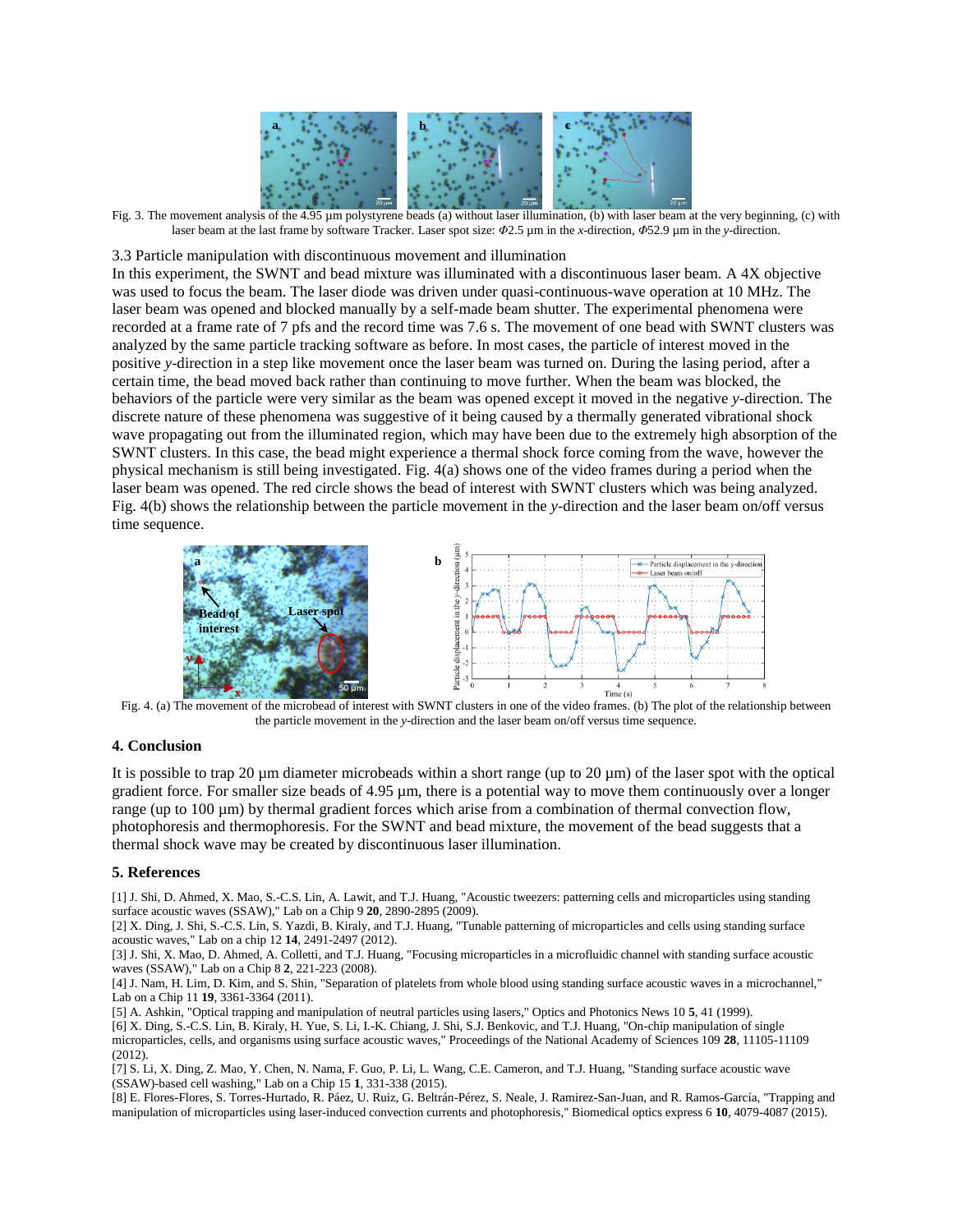Fig. 3. The movement analysis of the 4.95 μm polystyrene beads (a) without laser illumination, (b) with laser beam at the very beginning, (c) with laser beam at the last frame by software Tracker. Laser spot size: $\Phi$2.5 μm in the *x*-direction, $\Phi$52.9 μm in the *y*-direction.

### 3.3 Particle manipulation with discontinuous movement and illumination

In this experiment, the SWNT and bead mixture was illuminated with a discontinuous laser beam. A 4X objective was used to focus the beam. The laser diode was driven under quasi-continuous-wave operation at 10 MHz. The laser beam was opened and blocked manually by a self-made beam shutter. The experimental phenomena were recorded at a frame rate of 7 pfs and the record time was 7.6 s. The movement of one bead with SWNT clusters was analyzed by the same particle tracking software as before. In most cases, the particle of interest moved in the positive *y*-direction in a step like movement once the laser beam was turned on. During the lasing period, after a certain time, the bead moved back rather than continuing to move further. When the beam was blocked, the behaviors of the particle were very similar as the beam was opened except it moved in the negative *y*-direction. The discrete nature of these phenomena was suggestive of it being caused by a thermally generated vibrational shock wave propagating out from the illuminated region, which may have been due to the extremely high absorption of the SWNT clusters. In this case, the bead might experience a thermal shock force coming from the wave, however the physical mechanism is still being investigated. Fig. 4(a) shows one of the video frames during a period when the laser beam was opened. The red circle shows the bead of interest with SWNT clusters which was being analyzed. Fig. 4(b) shows the relationship between the particle movement in the *y*-direction and the laser beam on/off versus time sequence.

Fig. 4. (a) The movement of the microbead of interest with SWNT clusters in one of the video frames. (b) The plot of the relationship between the particle movement in the *y*-direction and the laser beam on/off versus time sequence.

## 4. Conclusion

It is possible to trap 20 μm diameter microbeads within a short range (up to 20 μm) of the laser spot with the optical gradient force. For smaller size beads of 4.95 μm, there is a potential way to move them continuously over a longer range (up to 100 μm) by thermal gradient forces which arise from a combination of thermal convection flow, photophoresis and thermophoresis. For the SWNT and bead mixture, the movement of the bead suggests that a thermal shock wave may be created by discontinuous laser illumination.

## 5. References

[1] J. Shi, D. Ahmed, X. Mao, S.-C.S. Lin, A. Lawit, and T.J. Huang, "Acoustic tweezers: patterning cells and microparticles using standing surface acoustic waves (SSAW)," Lab on a Chip 9 **20**, 2890-2895 (2009).

[2] X. Ding, J. Shi, S.-C.S. Lin, S. Yazdi, B. Kiraly, and T.J. Huang, "Tunable patterning of microparticles and cells using standing surface acoustic waves," Lab on a chip 12 **14**, 2491-2497 (2012).

[3] J. Shi, X. Mao, D. Ahmed, A. Colletti, and T.J. Huang, "Focusing microparticles in a microfluidic channel with standing surface acoustic waves (SSAW)," Lab on a Chip 8 **2**, 221-223 (2008).

[4] J. Nam, H. Lim, D. Kim, and S. Shin, "Separation of platelets from whole blood using standing surface acoustic waves in a microchannel," Lab on a Chip 11 **19**, 3361-3364 (2011).

[5] A. Ashkin, "Optical trapping and manipulation of neutral particles using lasers," Optics and Photonics News 10 **5**, 41 (1999).

[6] X. Ding, S.-C.S. Lin, B. Kiraly, H. Yue, S. Li, I.-K. Chiang, J. Shi, S.J. Benkovic, and T.J. Huang, "On-chip manipulation of single microparticles, cells, and organisms using surface acoustic waves," Proceedings of the National Academy of Sciences 109 **28**, 11105-11109 (2012).

[7] S. Li, X. Ding, Z. Mao, Y. Chen, N. Nama, F. Guo, P. Li, L. Wang, C.E. Cameron, and T.J. Huang, "Standing surface acoustic wave (SSAW)-based cell washing," Lab on a Chip 15 **1**, 331-338 (2015).

[8] E. Flores-Flores, S. Torres-Hurtado, R. Páez, U. Ruiz, G. Beltrán-Pérez, S. Neale, J. Ramirez-San-Juan, and R. Ramos-García, "Trapping and manipulation of microparticles using laser-induced convection currents and photophoresis," Biomedical optics express 6 **10**, 4079-4087 (2015).